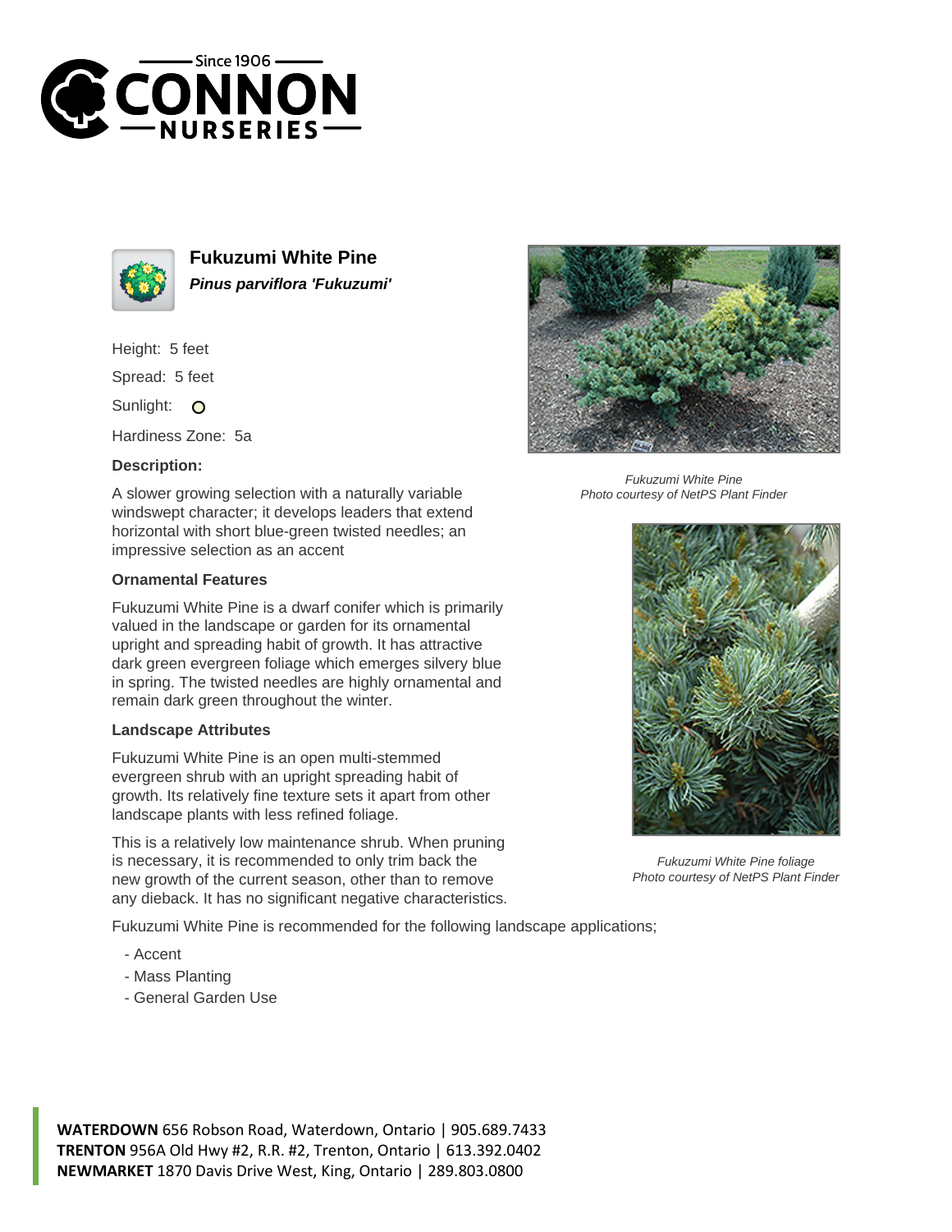# Fukuzumi White Pine

***Pinus parviflora 'Fukuzumi'***

Height: 5 feet

Spread: 5 feet

Sunlight: O

Hardiness Zone: 5a

### Description:

A slower growing selection with a naturally variable windswept character; it develops leaders that extend horizontal with short blue-green twisted needles; an impressive selection as an accent

### Ornamental Features

Fukuzumi White Pine is a dwarf conifer which is primarily valued in the landscape or garden for its ornamental upright and spreading habit of growth. It has attractive dark green evergreen foliage which emerges silvery blue in spring. The twisted needles are highly ornamental and remain dark green throughout the winter.

### Landscape Attributes

Fukuzumi White Pine is an open multi-stemmed evergreen shrub with an upright spreading habit of growth. Its relatively fine texture sets it apart from other landscape plants with less refined foliage.

This is a relatively low maintenance shrub. When pruning is necessary, it is recommended to only trim back the new growth of the current season, other than to remove any dieback. It has no significant negative characteristics.

Fukuzumi White Pine is recommended for the following landscape applications;

- Accent
- Mass Planting
- General Garden Use

*Fukuzumi White Pine*
*Photo courtesy of NetPS Plant Finder*

*Fukuzumi White Pine foliage*
*Photo courtesy of NetPS Plant Finder*

**WATERDOWN** 656 Robson Road, Waterdown, Ontario | 905.689.7433
**TRENTON** 956A Old Hwy #2, R.R. #2, Trenton, Ontario | 613.392.0402
**NEWMARKET** 1870 Davis Drive West, King, Ontario | 289.803.0800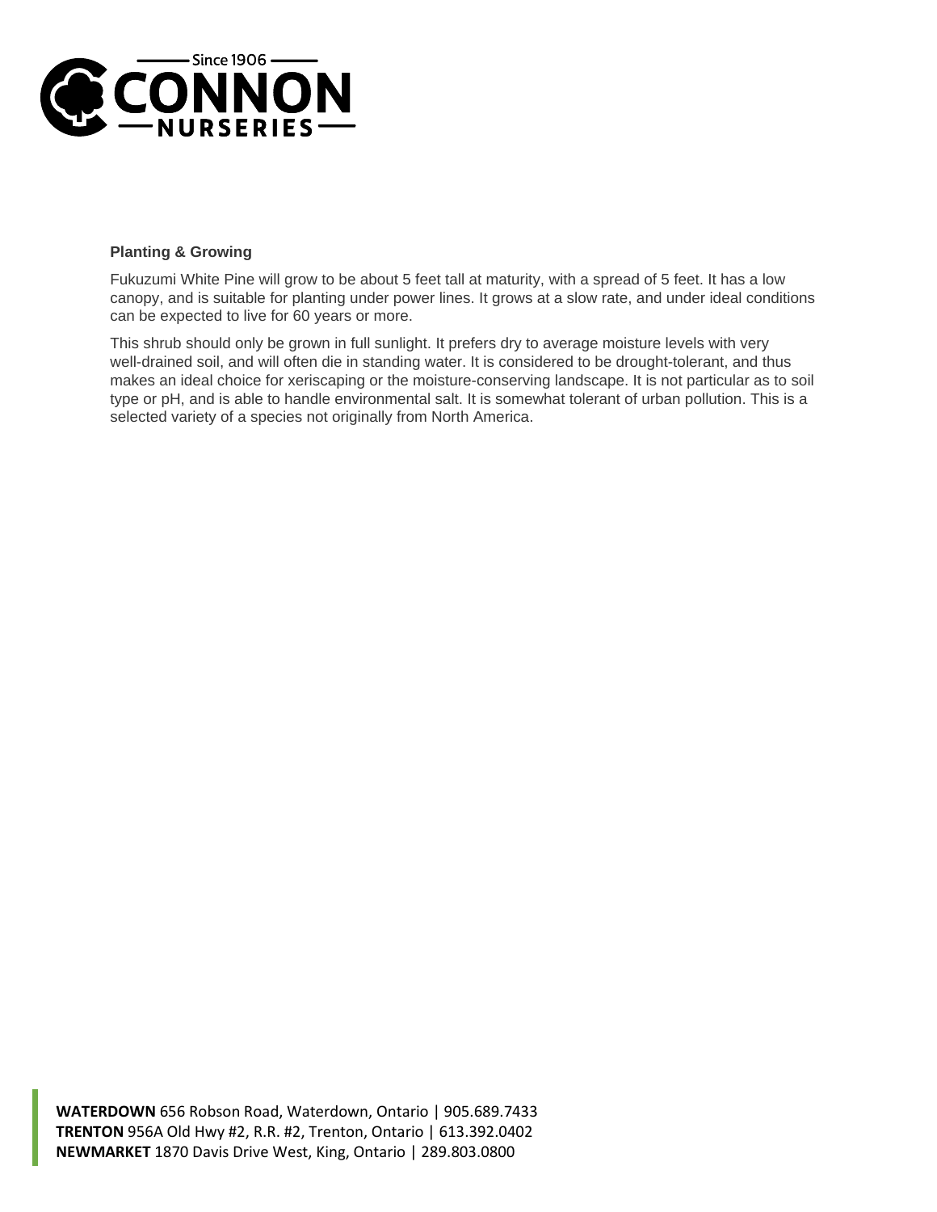## Planting & Growing

Fukuzumi White Pine will grow to be about 5 feet tall at maturity, with a spread of 5 feet. It has a low canopy, and is suitable for planting under power lines. It grows at a slow rate, and under ideal conditions can be expected to live for 60 years or more.

This shrub should only be grown in full sunlight. It prefers dry to average moisture levels with very well-drained soil, and will often die in standing water. It is considered to be drought-tolerant, and thus makes an ideal choice for xeriscaping or the moisture-conserving landscape. It is not particular as to soil type or pH, and is able to handle environmental salt. It is somewhat tolerant of urban pollution. This is a selected variety of a species not originally from North America.